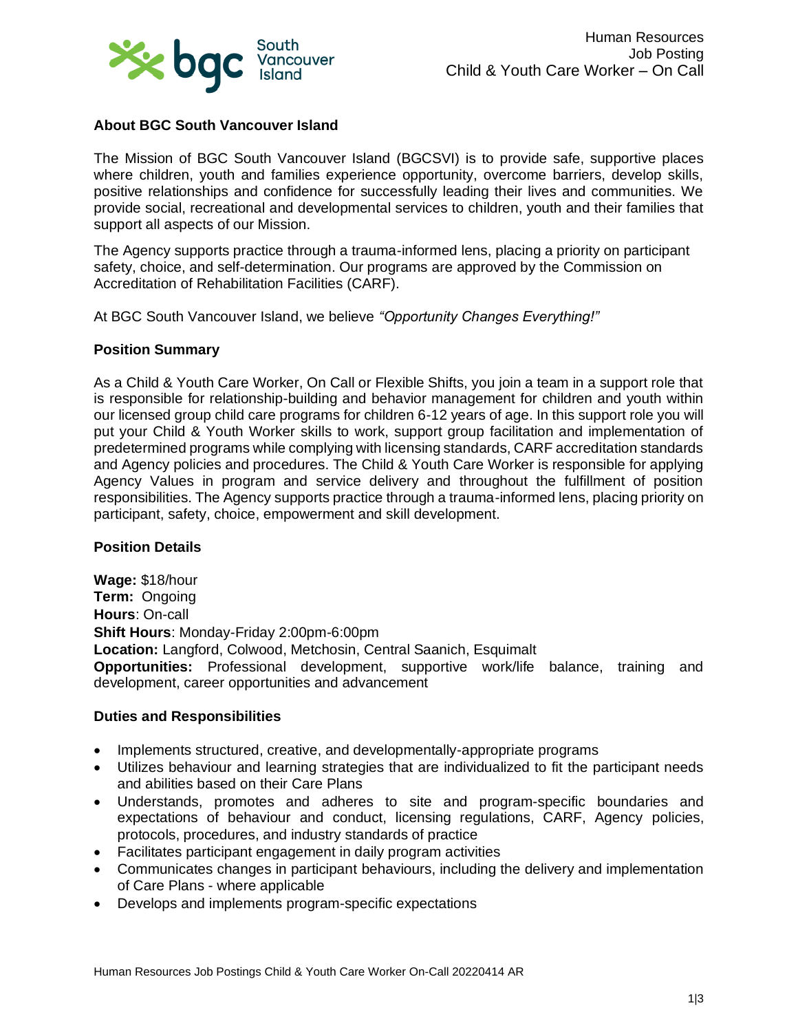# Human Resources
# Job Posting
# Child & Youth Care Worker – On Call

## About BGC South Vancouver Island

The Mission of BGC South Vancouver Island (BGCSVI) is to provide safe, supportive places where children, youth and families experience opportunity, overcome barriers, develop skills, positive relationships and confidence for successfully leading their lives and communities. We provide social, recreational and developmental services to children, youth and their families that support all aspects of our Mission.

The Agency supports practice through a trauma-informed lens, placing a priority on participant safety, choice, and self-determination. Our programs are approved by the Commission on Accreditation of Rehabilitation Facilities (CARF).

At BGC South Vancouver Island, we believe *"Opportunity Changes Everything!"*

## Position Summary

As a Child & Youth Care Worker, On Call or Flexible Shifts, you join a team in a support role that is responsible for relationship-building and behavior management for children and youth within our licensed group child care programs for children 6-12 years of age. In this support role you will put your Child & Youth Worker skills to work, support group facilitation and implementation of predetermined programs while complying with licensing standards, CARF accreditation standards and Agency policies and procedures. The Child & Youth Care Worker is responsible for applying Agency Values in program and service delivery and throughout the fulfillment of position responsibilities. The Agency supports practice through a trauma-informed lens, placing priority on participant, safety, choice, empowerment and skill development.

## Position Details

**Wage:** $18/hour
**Term:** Ongoing
**Hours**: On-call
**Shift Hours**: Monday-Friday 2:00pm-6:00pm
**Location:** Langford, Colwood, Metchosin, Central Saanich, Esquimalt
**Opportunities:** Professional development, supportive work/life balance, training and development, career opportunities and advancement

## Duties and Responsibilities

- Implements structured, creative, and developmentally-appropriate programs
- Utilizes behaviour and learning strategies that are individualized to fit the participant needs and abilities based on their Care Plans
- Understands, promotes and adheres to site and program-specific boundaries and expectations of behaviour and conduct, licensing regulations, CARF, Agency policies, protocols, procedures, and industry standards of practice
- Facilitates participant engagement in daily program activities
- Communicates changes in participant behaviours, including the delivery and implementation of Care Plans - where applicable
- Develops and implements program-specific expectations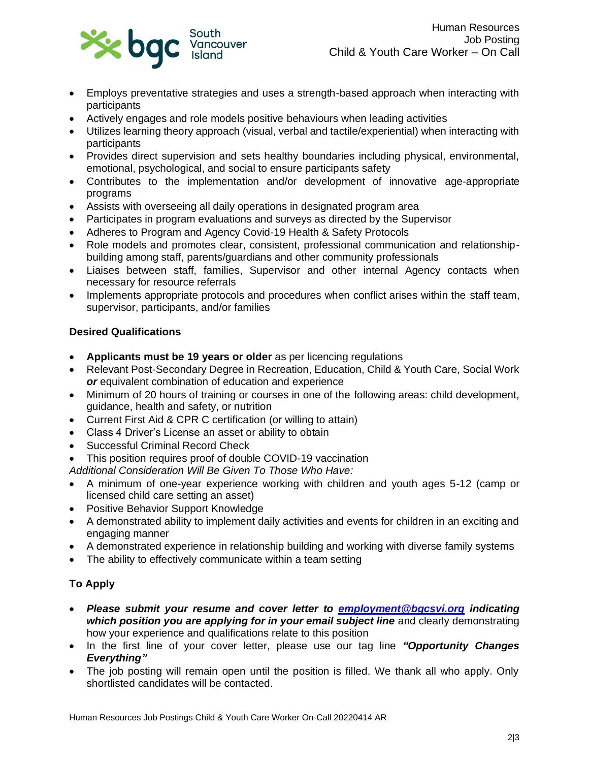- Employs preventative strategies and uses a strength-based approach when interacting with participants
- Actively engages and role models positive behaviours when leading activities
- Utilizes learning theory approach (visual, verbal and tactile/experiential) when interacting with participants
- Provides direct supervision and sets healthy boundaries including physical, environmental, emotional, psychological, and social to ensure participants safety
- Contributes to the implementation and/or development of innovative age-appropriate programs
- Assists with overseeing all daily operations in designated program area
- Participates in program evaluations and surveys as directed by the Supervisor
- Adheres to Program and Agency Covid-19 Health & Safety Protocols
- Role models and promotes clear, consistent, professional communication and relationship-building among staff, parents/guardians and other community professionals
- Liaises between staff, families, Supervisor and other internal Agency contacts when necessary for resource referrals
- Implements appropriate protocols and procedures when conflict arises within the staff team, supervisor, participants, and/or families

**Desired Qualifications**

- **Applicants must be 19 years or older** as per licencing regulations
- Relevant Post-Secondary Degree in Recreation, Education, Child & Youth Care, Social Work ***or*** equivalent combination of education and experience
- Minimum of 20 hours of training or courses in one of the following areas: child development, guidance, health and safety, or nutrition
- Current First Aid & CPR C certification (or willing to attain)
- Class 4 Driver's License an asset or ability to obtain
- Successful Criminal Record Check
- This position requires proof of double COVID-19 vaccination

*Additional Consideration Will Be Given To Those Who Have:*

- A minimum of one-year experience working with children and youth ages 5-12 (camp or licensed child care setting an asset)
- Positive Behavior Support Knowledge
- A demonstrated ability to implement daily activities and events for children in an exciting and engaging manner
- A demonstrated experience in relationship building and working with diverse family systems
- The ability to effectively communicate within a team setting

**To Apply**

- ***Please submit your resume and cover letter to [employment@bgcsvi.org](mailto:employment@bgcsvi.org) indicating which position you are applying for in your email subject line*** and clearly demonstrating how your experience and qualifications relate to this position
- In the first line of your cover letter, please use our tag line ***"Opportunity Changes Everything"***
- The job posting will remain open until the position is filled. We thank all who apply. Only shortlisted candidates will be contacted.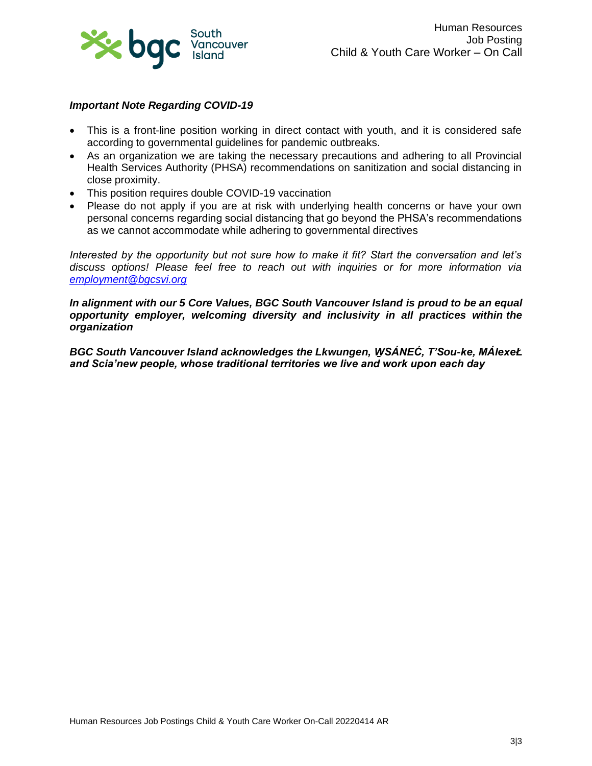***Important Note Regarding COVID-19***

- This is a front-line position working in direct contact with youth, and it is considered safe according to governmental guidelines for pandemic outbreaks.
- As an organization we are taking the necessary precautions and adhering to all Provincial Health Services Authority (PHSA) recommendations on sanitization and social distancing in close proximity.
- This position requires double COVID-19 vaccination
- Please do not apply if you are at risk with underlying health concerns or have your own personal concerns regarding social distancing that go beyond the PHSA's recommendations as we cannot accommodate while adhering to governmental directives

*Interested by the opportunity but not sure how to make it fit? Start the conversation and let's discuss options! Please feel free to reach out with inquiries or for more information via [employment@bgcsvi.org](mailto:employment@bgcsvi.org)*

***In alignment with our 5 Core Values, BGC South Vancouver Island is proud to be an equal opportunity employer, welcoming diversity and inclusivity in all practices within the organization***

***BGC South Vancouver Island acknowledges the Lkwungen, W̱SÁNEĆ, T'Sou-ke, MÁlexeȽ and Scia'new people, whose traditional territories we live and work upon each day***